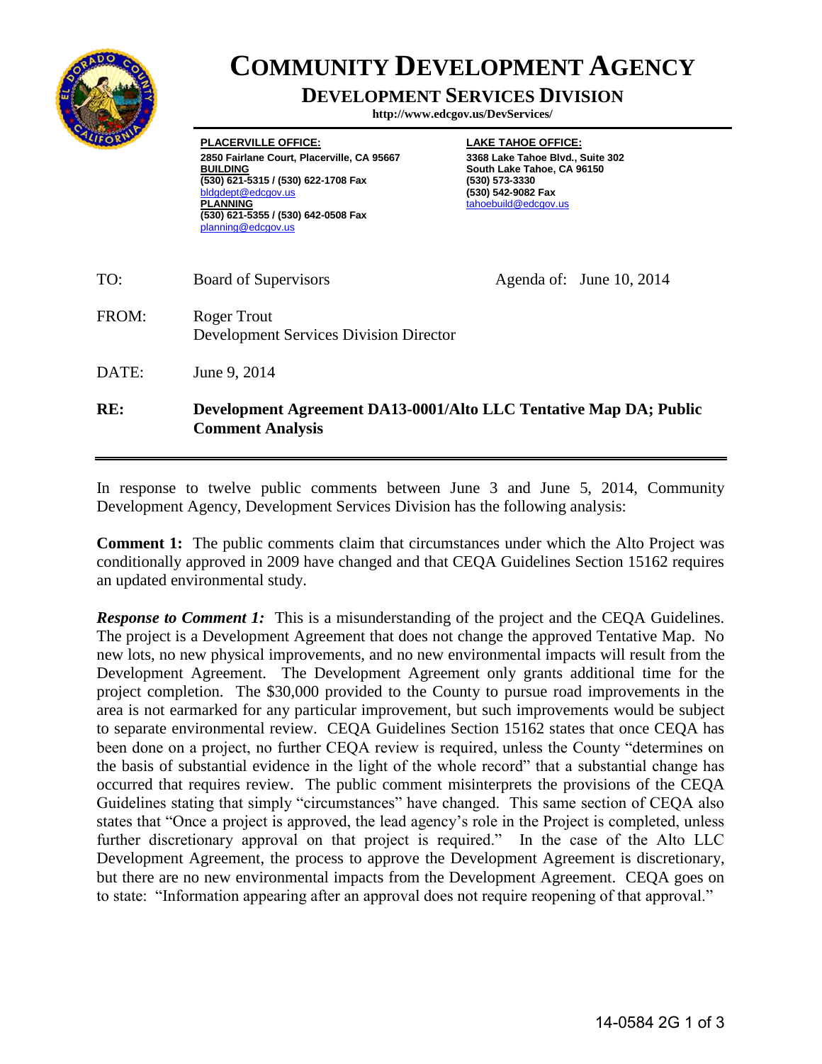# COMMUNITY DEVELOPMENT AGENCY

## DEVELOPMENT SERVICES DIVISION

**http://www.edcgov.us/DevServices/**

**PLACERVILLE OFFICE:**
**2850 Fairlane Court, Placerville, CA 95667**
**BUILDING**
**(530) 621-5315 / (530) 622-1708 Fax**
bldgdept@edcgov.us
**PLANNING**
**(530) 621-5355 / (530) 642-0508 Fax**
planning@edcgov.us

**LAKE TAHOE OFFICE:**
**3368 Lake Tahoe Blvd., Suite 302**
**South Lake Tahoe, CA 96150**
**(530) 573-3330**
**(530) 542-9082 Fax**
tahoebuild@edcgov.us

TO: Board of Supervisors — Agenda of: June 10, 2014

FROM: Roger Trout
Development Services Division Director

DATE: June 9, 2014

**RE: Development Agreement DA13-0001/Alto LLC Tentative Map DA; Public Comment Analysis**

---

In response to twelve public comments between June 3 and June 5, 2014, Community Development Agency, Development Services Division has the following analysis:

**Comment 1:** The public comments claim that circumstances under which the Alto Project was conditionally approved in 2009 have changed and that CEQA Guidelines Section 15162 requires an updated environmental study.

***Response to Comment 1:*** This is a misunderstanding of the project and the CEQA Guidelines. The project is a Development Agreement that does not change the approved Tentative Map. No new lots, no new physical improvements, and no new environmental impacts will result from the Development Agreement. The Development Agreement only grants additional time for the project completion. The $30,000 provided to the County to pursue road improvements in the area is not earmarked for any particular improvement, but such improvements would be subject to separate environmental review. CEQA Guidelines Section 15162 states that once CEQA has been done on a project, no further CEQA review is required, unless the County "determines on the basis of substantial evidence in the light of the whole record" that a substantial change has occurred that requires review. The public comment misinterprets the provisions of the CEQA Guidelines stating that simply "circumstances" have changed. This same section of CEQA also states that "Once a project is approved, the lead agency's role in the Project is completed, unless further discretionary approval on that project is required." In the case of the Alto LLC Development Agreement, the process to approve the Development Agreement is discretionary, but there are no new environmental impacts from the Development Agreement. CEQA goes on to state: "Information appearing after an approval does not require reopening of that approval."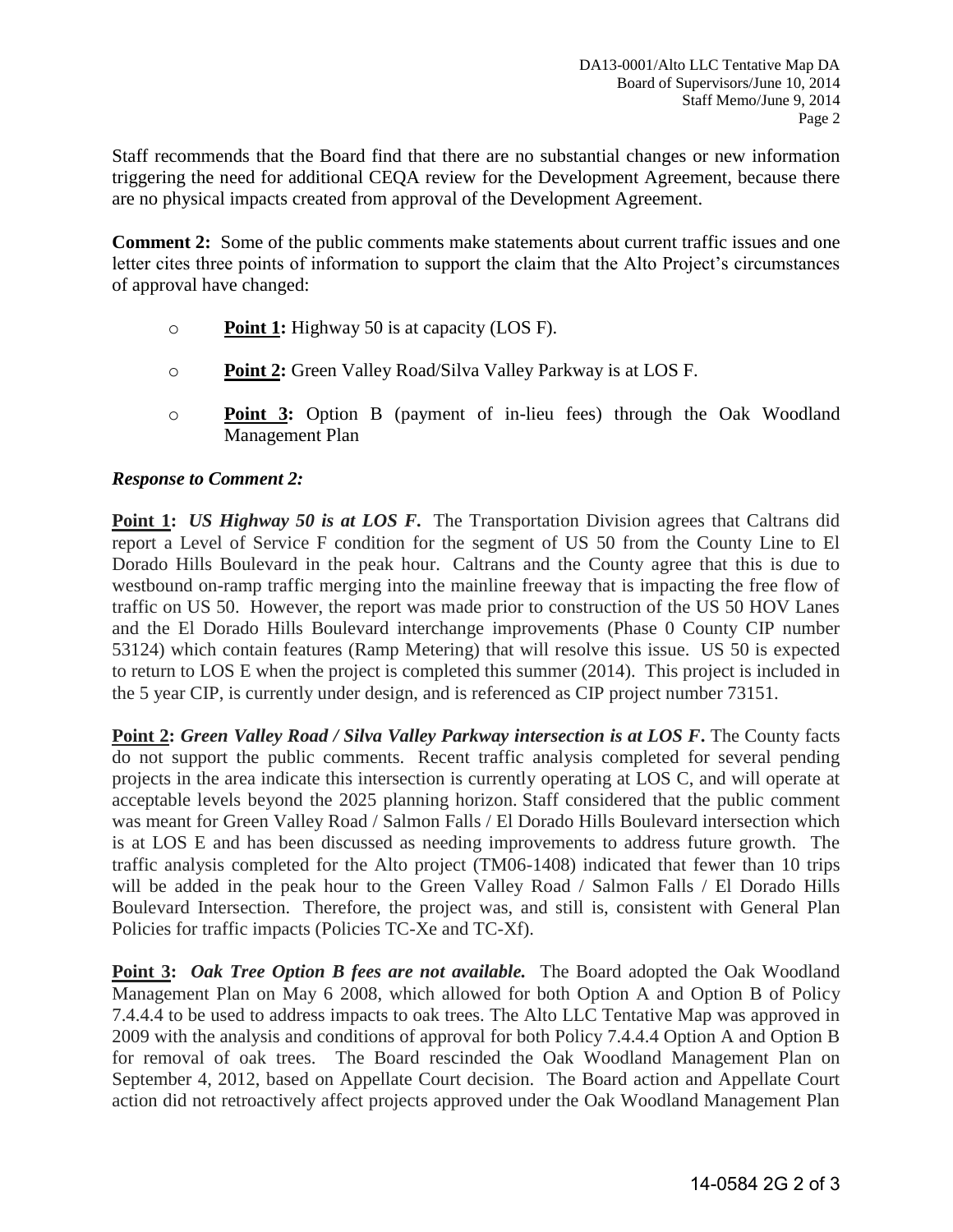Staff recommends that the Board find that there are no substantial changes or new information triggering the need for additional CEQA review for the Development Agreement, because there are no physical impacts created from approval of the Development Agreement.

**Comment 2:** Some of the public comments make statements about current traffic issues and one letter cites three points of information to support the claim that the Alto Project's circumstances of approval have changed:

- **Point 1:** Highway 50 is at capacity (LOS F).
- **Point 2:** Green Valley Road/Silva Valley Parkway is at LOS F.
- **Point 3:** Option B (payment of in-lieu fees) through the Oak Woodland Management Plan

***Response to Comment 2:***

**Point 1:** ***US Highway 50 is at LOS F.*** The Transportation Division agrees that Caltrans did report a Level of Service F condition for the segment of US 50 from the County Line to El Dorado Hills Boulevard in the peak hour. Caltrans and the County agree that this is due to westbound on-ramp traffic merging into the mainline freeway that is impacting the free flow of traffic on US 50. However, the report was made prior to construction of the US 50 HOV Lanes and the El Dorado Hills Boulevard interchange improvements (Phase 0 County CIP number 53124) which contain features (Ramp Metering) that will resolve this issue. US 50 is expected to return to LOS E when the project is completed this summer (2014). This project is included in the 5 year CIP, is currently under design, and is referenced as CIP project number 73151.

**Point 2:** ***Green Valley Road / Silva Valley Parkway intersection is at LOS F.*** The County facts do not support the public comments. Recent traffic analysis completed for several pending projects in the area indicate this intersection is currently operating at LOS C, and will operate at acceptable levels beyond the 2025 planning horizon. Staff considered that the public comment was meant for Green Valley Road / Salmon Falls / El Dorado Hills Boulevard intersection which is at LOS E and has been discussed as needing improvements to address future growth. The traffic analysis completed for the Alto project (TM06-1408) indicated that fewer than 10 trips will be added in the peak hour to the Green Valley Road / Salmon Falls / El Dorado Hills Boulevard Intersection. Therefore, the project was, and still is, consistent with General Plan Policies for traffic impacts (Policies TC-Xe and TC-Xf).

**Point 3:** ***Oak Tree Option B fees are not available.*** The Board adopted the Oak Woodland Management Plan on May 6 2008, which allowed for both Option A and Option B of Policy 7.4.4.4 to be used to address impacts to oak trees. The Alto LLC Tentative Map was approved in 2009 with the analysis and conditions of approval for both Policy 7.4.4.4 Option A and Option B for removal of oak trees. The Board rescinded the Oak Woodland Management Plan on September 4, 2012, based on Appellate Court decision. The Board action and Appellate Court action did not retroactively affect projects approved under the Oak Woodland Management Plan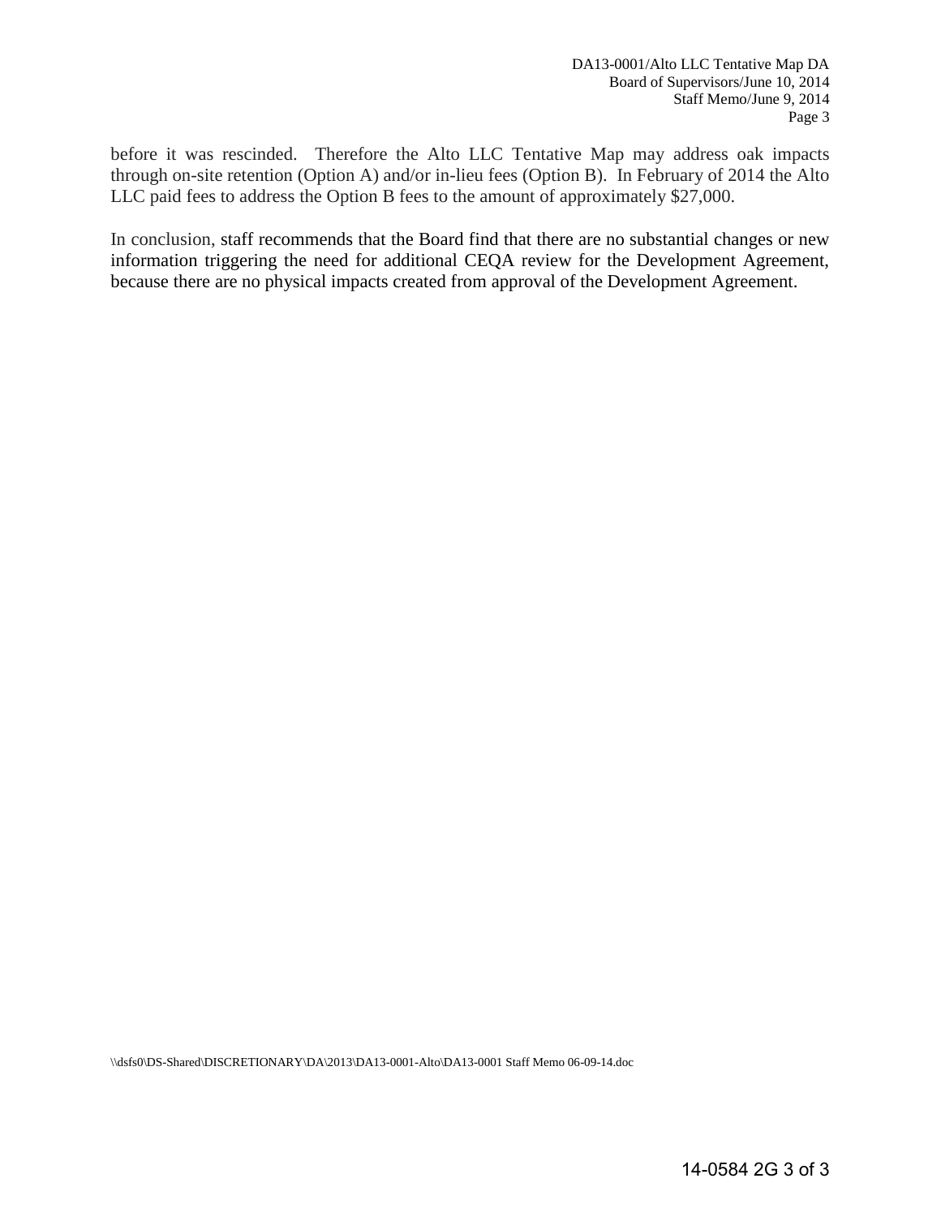before it was rescinded. Therefore the Alto LLC Tentative Map may address oak impacts through on-site retention (Option A) and/or in-lieu fees (Option B). In February of 2014 the Alto LLC paid fees to address the Option B fees to the amount of approximately $27,000.

In conclusion, staff recommends that the Board find that there are no substantial changes or new information triggering the need for additional CEQA review for the Development Agreement, because there are no physical impacts created from approval of the Development Agreement.

\\dsfs0\DS-Shared\DISCRETIONARY\DA\2013\DA13-0001-Alto\DA13-0001 Staff Memo 06-09-14.doc